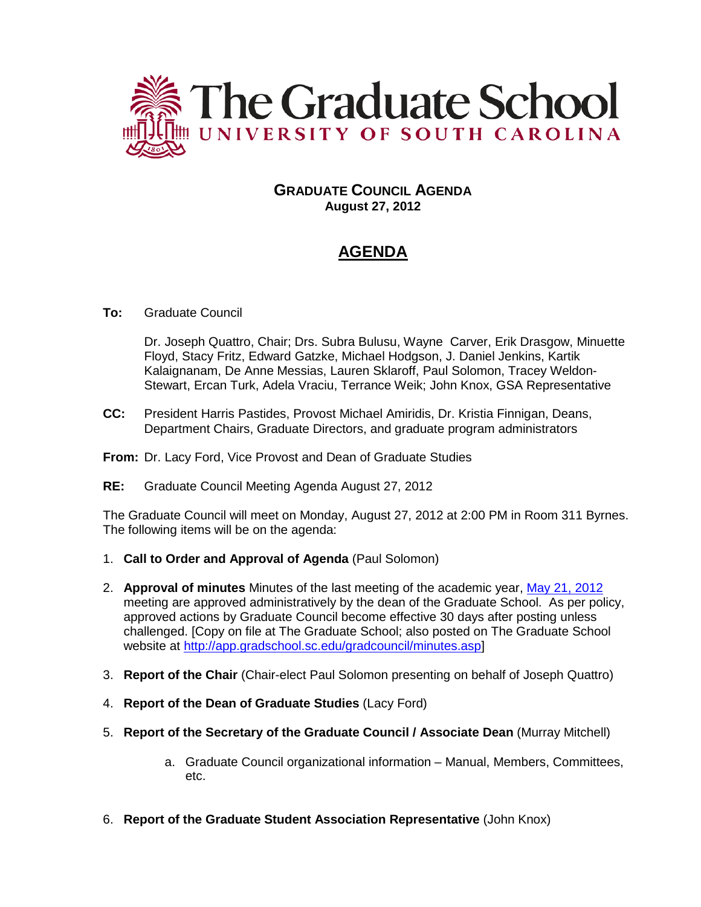# The Graduate School

UNIVERSITY OF SOUTH CAROLINA

## GRADUATE COUNCIL AGENDA

**August 27, 2012**

## AGENDA

**To:** Graduate Council

Dr. Joseph Quattro, Chair; Drs. Subra Bulusu, Wayne Carver, Erik Drasgow, Minuette Floyd, Stacy Fritz, Edward Gatzke, Michael Hodgson, J. Daniel Jenkins, Kartik Kalaignanam, De Anne Messias, Lauren Sklaroff, Paul Solomon, Tracey Weldon-Stewart, Ercan Turk, Adela Vraciu, Terrance Weik; John Knox, GSA Representative

**CC:** President Harris Pastides, Provost Michael Amiridis, Dr. Kristia Finnigan, Deans, Department Chairs, Graduate Directors, and graduate program administrators

**From:** Dr. Lacy Ford, Vice Provost and Dean of Graduate Studies

**RE:** Graduate Council Meeting Agenda August 27, 2012

The Graduate Council will meet on Monday, August 27, 2012 at 2:00 PM in Room 311 Byrnes. The following items will be on the agenda:

1. **Call to Order and Approval of Agenda** (Paul Solomon)
2. **Approval of minutes** Minutes of the last meeting of the academic year, May 21, 2012 meeting are approved administratively by the dean of the Graduate School. As per policy, approved actions by Graduate Council become effective 30 days after posting unless challenged. [Copy on file at The Graduate School; also posted on The Graduate School website at http://app.gradschool.sc.edu/gradcouncil/minutes.asp]
3. **Report of the Chair** (Chair-elect Paul Solomon presenting on behalf of Joseph Quattro)
4. **Report of the Dean of Graduate Studies** (Lacy Ford)
5. **Report of the Secretary of the Graduate Council / Associate Dean** (Murray Mitchell)
    a. Graduate Council organizational information – Manual, Members, Committees, etc.
6. **Report of the Graduate Student Association Representative** (John Knox)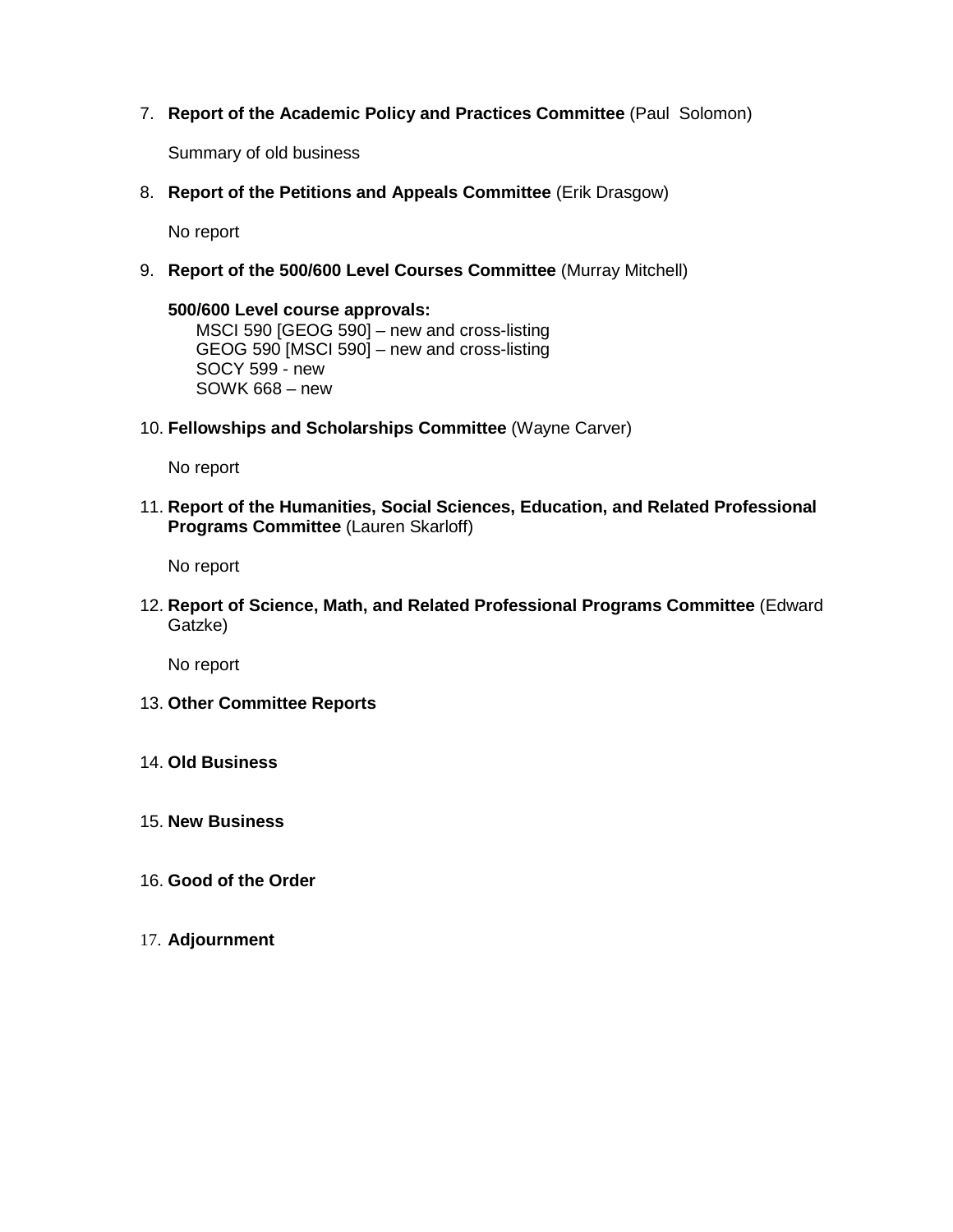7. **Report of the Academic Policy and Practices Committee** (Paul Solomon)

   Summary of old business

8. **Report of the Petitions and Appeals Committee** (Erik Drasgow)

   No report

9. **Report of the 500/600 Level Courses Committee** (Murray Mitchell)

   **500/600 Level course approvals:**
   MSCI 590 [GEOG 590] – new and cross-listing
   GEOG 590 [MSCI 590] – new and cross-listing
   SOCY 599 - new
   SOWK 668 – new

10. **Fellowships and Scholarships Committee** (Wayne Carver)

    No report

11. **Report of the Humanities, Social Sciences, Education, and Related Professional Programs Committee** (Lauren Skarloff)

    No report

12. **Report of Science, Math, and Related Professional Programs Committee** (Edward Gatzke)

    No report

13. **Other Committee Reports**

14. **Old Business**

15. **New Business**

16. **Good of the Order**

17. **Adjournment**